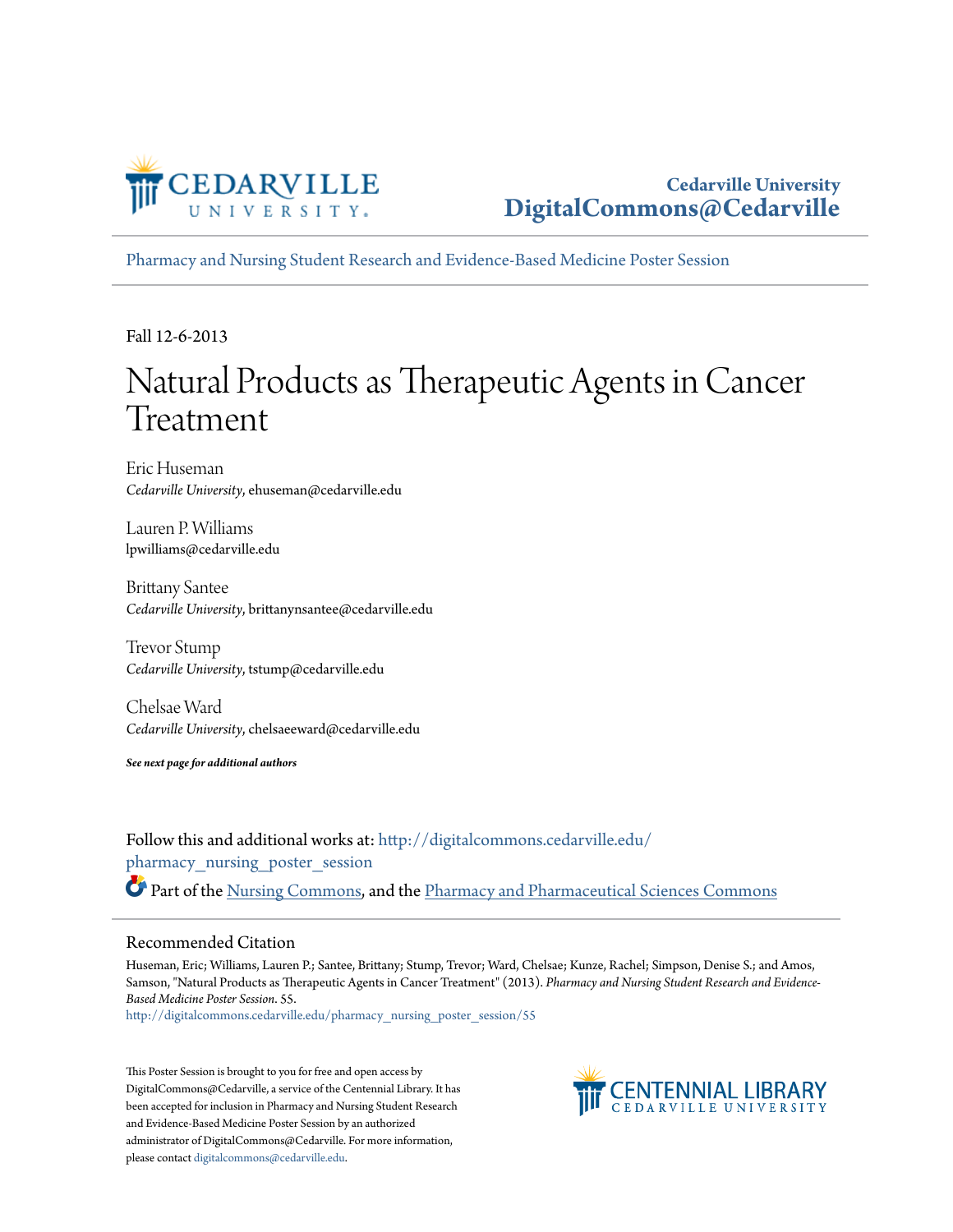Cedarville University
**DigitalCommons@Cedarville**

Pharmacy and Nursing Student Research and Evidence-Based Medicine Poster Session

Fall 12-6-2013

# Natural Products as Therapeutic Agents in Cancer Treatment

Eric Huseman
*Cedarville University*, ehuseman@cedarville.edu

Lauren P. Williams
lpwilliams@cedarville.edu

Brittany Santee
*Cedarville University*, brittanynsantee@cedarville.edu

Trevor Stump
*Cedarville University*, tstump@cedarville.edu

Chelsae Ward
*Cedarville University*, chelsaeeward@cedarville.edu

***See next page for additional authors***

Follow this and additional works at: http://digitalcommons.cedarville.edu/pharmacy_nursing_poster_session

Part of the Nursing Commons, and the Pharmacy and Pharmaceutical Sciences Commons

## Recommended Citation

Huseman, Eric; Williams, Lauren P.; Santee, Brittany; Stump, Trevor; Ward, Chelsae; Kunze, Rachel; Simpson, Denise S.; and Amos, Samson, "Natural Products as Therapeutic Agents in Cancer Treatment" (2013). *Pharmacy and Nursing Student Research and Evidence-Based Medicine Poster Session*. 55.
http://digitalcommons.cedarville.edu/pharmacy_nursing_poster_session/55

This Poster Session is brought to you for free and open access by DigitalCommons@Cedarville, a service of the Centennial Library. It has been accepted for inclusion in Pharmacy and Nursing Student Research and Evidence-Based Medicine Poster Session by an authorized administrator of DigitalCommons@Cedarville. For more information, please contact digitalcommons@cedarville.edu.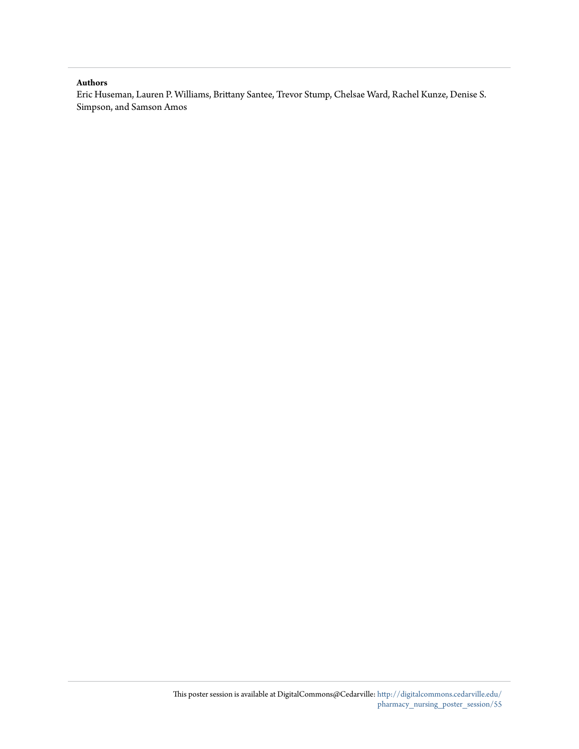**Authors**

Eric Huseman, Lauren P. Williams, Brittany Santee, Trevor Stump, Chelsae Ward, Rachel Kunze, Denise S. Simpson, and Samson Amos

This poster session is available at DigitalCommons@Cedarville: http://digitalcommons.cedarville.edu/pharmacy_nursing_poster_session/55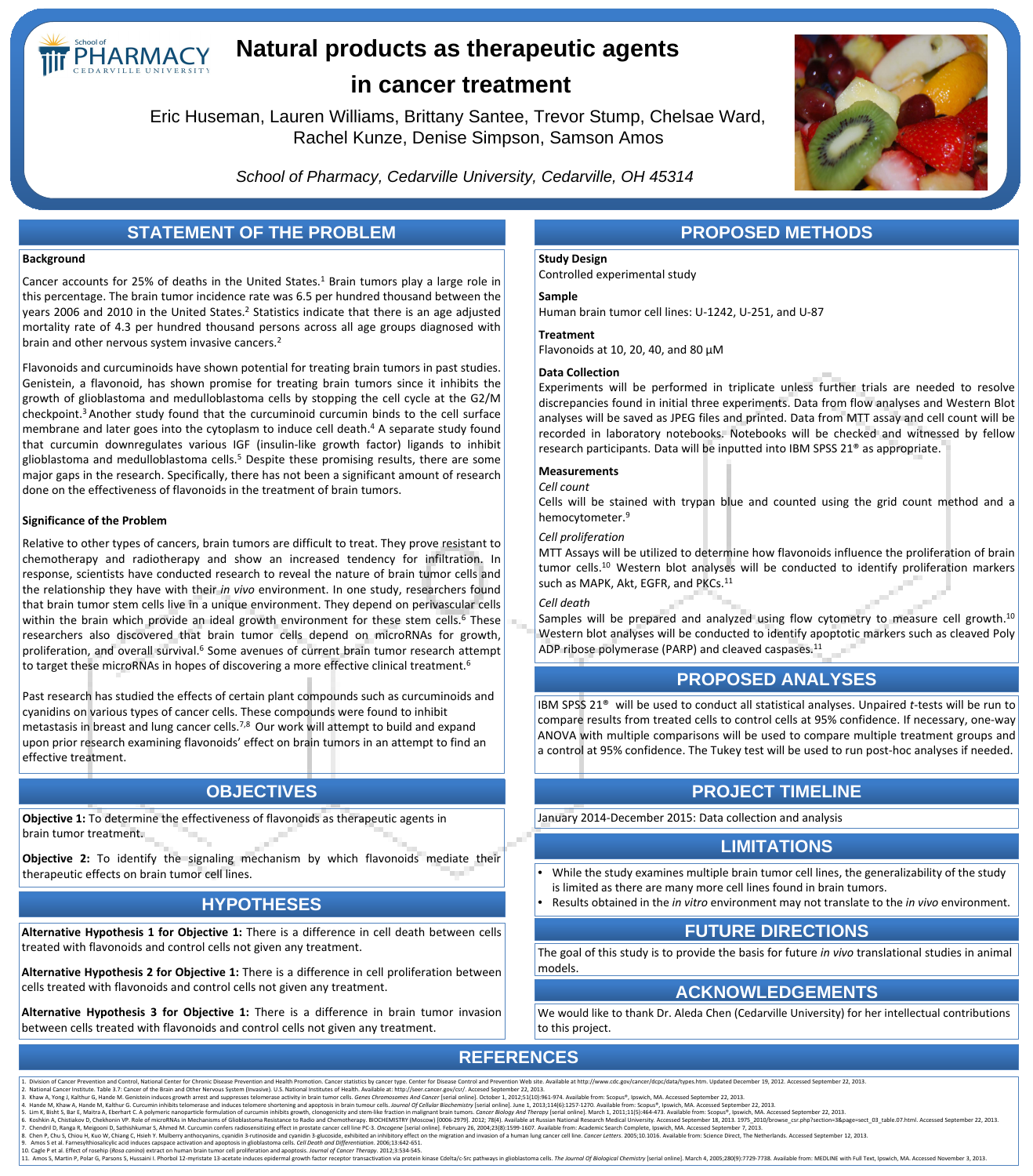# Natural products as therapeutic agents in cancer treatment

Eric Huseman, Lauren Williams, Brittany Santee, Trevor Stump, Chelsae Ward, Rachel Kunze, Denise Simpson, Samson Amos

*School of Pharmacy, Cedarville University, Cedarville, OH 45314*

## STATEMENT OF THE PROBLEM

**Background**

Cancer accounts for 25% of deaths in the United States.[1] Brain tumors play a large role in this percentage. The brain tumor incidence rate was 6.5 per hundred thousand between the years 2006 and 2010 in the United States.[2] Statistics indicate that there is an age adjusted mortality rate of 4.3 per hundred thousand persons across all age groups diagnosed with brain and other nervous system invasive cancers.[2]

Flavonoids and curcuminoids have shown potential for treating brain tumors in past studies. Genistein, a flavonoid, has shown promise for treating brain tumors since it inhibits the growth of glioblastoma and medulloblastoma cells by stopping the cell cycle at the G2/M checkpoint.[3] Another study found that the curcuminoid curcumin binds to the cell surface membrane and later goes into the cytoplasm to induce cell death.[4] A separate study found that curcumin downregulates various IGF (insulin-like growth factor) ligands to inhibit glioblastoma and medulloblastoma cells.[5] Despite these promising results, there are some major gaps in the research. Specifically, there has not been a significant amount of research done on the effectiveness of flavonoids in the treatment of brain tumors.

**Significance of the Problem**

Relative to other types of cancers, brain tumors are difficult to treat. They prove resistant to chemotherapy and radiotherapy and show an increased tendency for infiltration. In response, scientists have conducted research to reveal the nature of brain tumor cells and the relationship they have with their *in vivo* environment. In one study, researchers found that brain tumor stem cells live in a unique environment. They depend on perivascular cells within the brain which provide an ideal growth environment for these stem cells.[6] These researchers also discovered that brain tumor cells depend on microRNAs for growth, proliferation, and overall survival.[6] Some avenues of current brain tumor research attempt to target these microRNAs in hopes of discovering a more effective clinical treatment.[6]

Past research has studied the effects of certain plant compounds such as curcuminoids and cyanidins on various types of cancer cells. These compounds were found to inhibit metastasis in breast and lung cancer cells.[7,8] Our work will attempt to build and expand upon prior research examining flavonoids' effect on brain tumors in an attempt to find an effective treatment.

## OBJECTIVES

**Objective 1:** To determine the effectiveness of flavonoids as therapeutic agents in brain tumor treatment.

**Objective 2:** To identify the signaling mechanism by which flavonoids mediate their therapeutic effects on brain tumor cell lines.

## HYPOTHESES

**Alternative Hypothesis 1 for Objective 1:** There is a difference in cell death between cells treated with flavonoids and control cells not given any treatment.

**Alternative Hypothesis 2 for Objective 1:** There is a difference in cell proliferation between cells treated with flavonoids and control cells not given any treatment.

**Alternative Hypothesis 3 for Objective 1:** There is a difference in brain tumor invasion between cells treated with flavonoids and control cells not given any treatment.

## PROPOSED METHODS

**Study Design**

Controlled experimental study

**Sample**

Human brain tumor cell lines: U-1242, U-251, and U-87

**Treatment**

Flavonoids at 10, 20, 40, and 80 µM

**Data Collection**

Experiments will be performed in triplicate unless further trials are needed to resolve discrepancies found in initial three experiments. Data from flow analyses and Western Blot analyses will be saved as JPEG files and printed. Data from MTT assay and cell count will be recorded in laboratory notebooks. Notebooks will be checked and witnessed by fellow research participants. Data will be inputted into IBM SPSS 21® as appropriate.

**Measurements**

*Cell count*

Cells will be stained with trypan blue and counted using the grid count method and a hemocytometer.[9]

*Cell proliferation*

MTT Assays will be utilized to determine how flavonoids influence the proliferation of brain tumor cells.[10] Western blot analyses will be conducted to identify proliferation markers such as MAPK, Akt, EGFR, and PKCs.[11]

*Cell death*

Samples will be prepared and analyzed using flow cytometry to measure cell growth.[10] Western blot analyses will be conducted to identify apoptotic markers such as cleaved Poly ADP ribose polymerase (PARP) and cleaved caspases.[11]

## PROPOSED ANALYSES

IBM SPSS 21® will be used to conduct all statistical analyses. Unpaired *t*-tests will be run to compare results from treated cells to control cells at 95% confidence. If necessary, one-way ANOVA with multiple comparisons will be used to compare multiple treatment groups and a control at 95% confidence. The Tukey test will be used to run post-hoc analyses if needed.

## PROJECT TIMELINE

January 2014-December 2015: Data collection and analysis

## LIMITATIONS

- While the study examines multiple brain tumor cell lines, the generalizability of the study is limited as there are many more cell lines found in brain tumors.
- Results obtained in the *in vitro* environment may not translate to the *in vivo* environment.

## FUTURE DIRECTIONS

The goal of this study is to provide the basis for future *in vivo* translational studies in animal models.

## ACKNOWLEDGEMENTS

We would like to thank Dr. Aleda Chen (Cedarville University) for her intellectual contributions to this project.

## REFERENCES

1. Division of Cancer Prevention and Control, National Center for Chronic Disease Prevention and Health Promotion. Cancer statistics by cancer type. Center for Disease Control and Prevention Web site. Available at http://www.cdc.gov/cancer/dcpc/data/types.htm. Updated December 19, 2012. Accessed September 22, 2013.
2. National Cancer Institute. Table 3.7: Cancer of the Brain and Other Nervous System (Invasive). U.S. National Institutes of Health. Available at: http://seer.cancer.gov/csr/. Accessed September 22, 2013.
3. Khaw A, Yong J, Kalthur G, Hande M. Genistein induces growth arrest and suppresses telomerase activity in brain tumor cells. *Genes Chromosomes And Cancer* [serial online]. October 1, 2012;51(10):961-974. Available from: Scopus®, Ipswich, MA. Accessed September 22, 2013.
4. Hande M, Khaw A, Hande M, Kalthur G. Curcumin inhibits telomerase and induces telomere shortening and apoptosis in brain tumour cells. *Journal Of Cellular Biochemistry* [serial online]. June 1, 2013;114(6):1257-1270. Available from: Scopus®, Ipswich, MA. Accessed September 22, 2013.
5. Lim K, Bisht S, Bar E, Maitra A, Eberhart C. A polymeric nanoparticle formulation of curcumin inhibits growth, clonogenicity and stem-like fraction in malignant brain tumors. *Cancer Biology And Therapy* [serial online]. March 1, 2011;11(5):464-473. Available from: Scopus®, Ipswich, MA. Accessed September 22, 2013.
6. Koshkin A, Chistiakov D, Chekhonin VP. Role of microRNAs in Mechanisms of Glioblastoma Resistance to Radio and Chemotherapy. BIOCHEMISTRY (Moscow) (0006-2979). 2012; 78(4). Available at Russian National Research Medical University. Accessed September 18, 2013. 1975_2010/browse_csr.php?section=3&page=sect_03_table.07.html. Accessed September 22, 2013.
7. Chendril D, Ranga R, Meigooni D, Sathishkumar S, Ahmed M. Curcumin confers radiosensitizing effect in prostate cancer cell line PC-3. *Oncogene* [serial online]. February 26, 2004;23(8):1599-1607. Available from: Academic Search Complete, Ipswich, MA. Accessed September 7, 2013.
8. Chen P, Chu S, Chiou H, Kuo W, Chiang C, Hsieh Y. Mulberry anthocyanins, cyanidin 3-rutinoside and cyanidin 3-glucoside, exhibited an inhibitory effect on the migration and invasion of a human lung cancer cell line. *Cancer Letters*. 2005;10.1016. Available from: Science Direct, The Netherlands. Accessed September 12, 2013.
9. Amos S et al. Farnesylthiosalicylic acid induces capspace activation and apoptosis in glioblastoma cells. *Cell Death and Differentiation*. 2006;13:642-651.
10. Cagle P et al. Effect of rosehip (*Rosa canina*) extract on human brain tumor cell proliferation and apoptosis. *Journal of Cancer Therapy*. 2012;3:534-545.
11. Amos S, Martin P, Polar G, Parsons S, Hussaini I. Phorbol 12-myristate 13-acetate induces epidermal growth factor receptor transactivation via protein kinase Cdelta/c-Src pathways in glioblastoma cells. *The Journal Of Biological Chemistry* [serial online]. March 4, 2005;280(9):7729-7738. Available from: MEDLINE with Full Text, Ipswich, MA. Accessed November 3, 2013.